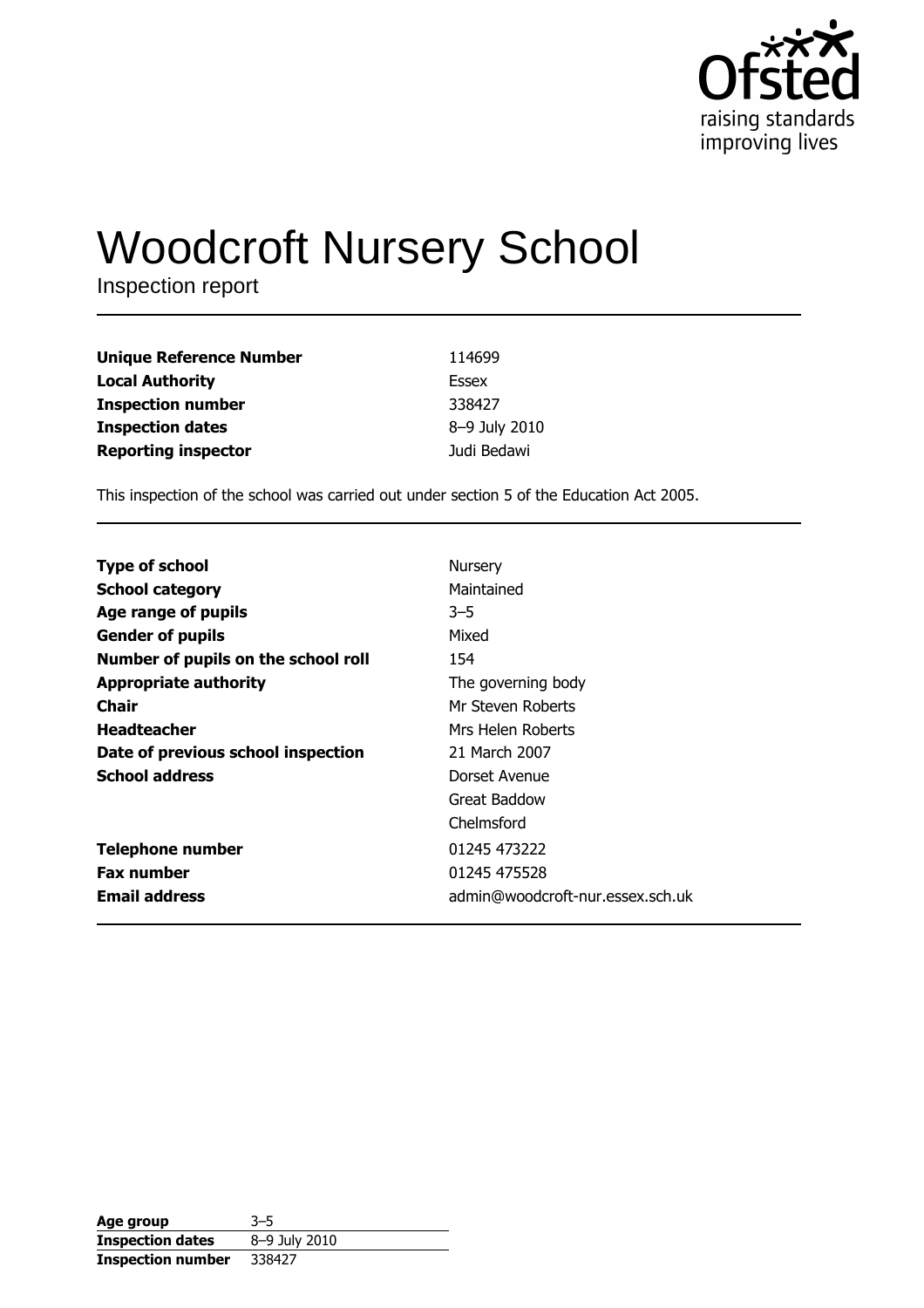# Woodcroft Nursery School

Inspection report

| | |
|---|---|
| **Unique Reference Number** | 114699 |
| **Local Authority** | Essex |
| **Inspection number** | 338427 |
| **Inspection dates** | 8–9 July 2010 |
| **Reporting inspector** | Judi Bedawi |

This inspection of the school was carried out under section 5 of the Education Act 2005.

| | |
|---|---|
| **Type of school** | Nursery |
| **School category** | Maintained |
| **Age range of pupils** | 3–5 |
| **Gender of pupils** | Mixed |
| **Number of pupils on the school roll** | 154 |
| **Appropriate authority** | The governing body |
| **Chair** | Mr Steven Roberts |
| **Headteacher** | Mrs Helen Roberts |
| **Date of previous school inspection** | 21 March 2007 |
| **School address** | Dorset Avenue<br>Great Baddow<br>Chelmsford |
| **Telephone number** | 01245 473222 |
| **Fax number** | 01245 475528 |
| **Email address** | admin@woodcroft-nur.essex.sch.uk |

| | |
|---|---|
| **Age group** | 3–5 |
| **Inspection dates** | 8–9 July 2010 |
| **Inspection number** | 338427 |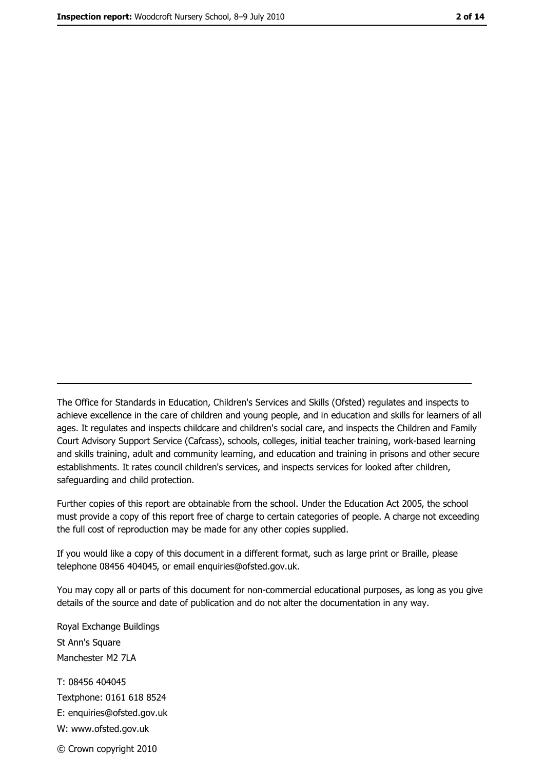---

The Office for Standards in Education, Children's Services and Skills (Ofsted) regulates and inspects to achieve excellence in the care of children and young people, and in education and skills for learners of all ages. It regulates and inspects childcare and children's social care, and inspects the Children and Family Court Advisory Support Service (Cafcass), schools, colleges, initial teacher training, work-based learning and skills training, adult and community learning, and education and training in prisons and other secure establishments. It rates council children's services, and inspects services for looked after children, safeguarding and child protection.

Further copies of this report are obtainable from the school. Under the Education Act 2005, the school must provide a copy of this report free of charge to certain categories of people. A charge not exceeding the full cost of reproduction may be made for any other copies supplied.

If you would like a copy of this document in a different format, such as large print or Braille, please telephone 08456 404045, or email enquiries@ofsted.gov.uk.

You may copy all or parts of this document for non-commercial educational purposes, as long as you give details of the source and date of publication and do not alter the documentation in any way.

Royal Exchange Buildings
St Ann's Square
Manchester M2 7LA

T: 08456 404045
Textphone: 0161 618 8524
E: enquiries@ofsted.gov.uk
W: www.ofsted.gov.uk

© Crown copyright 2010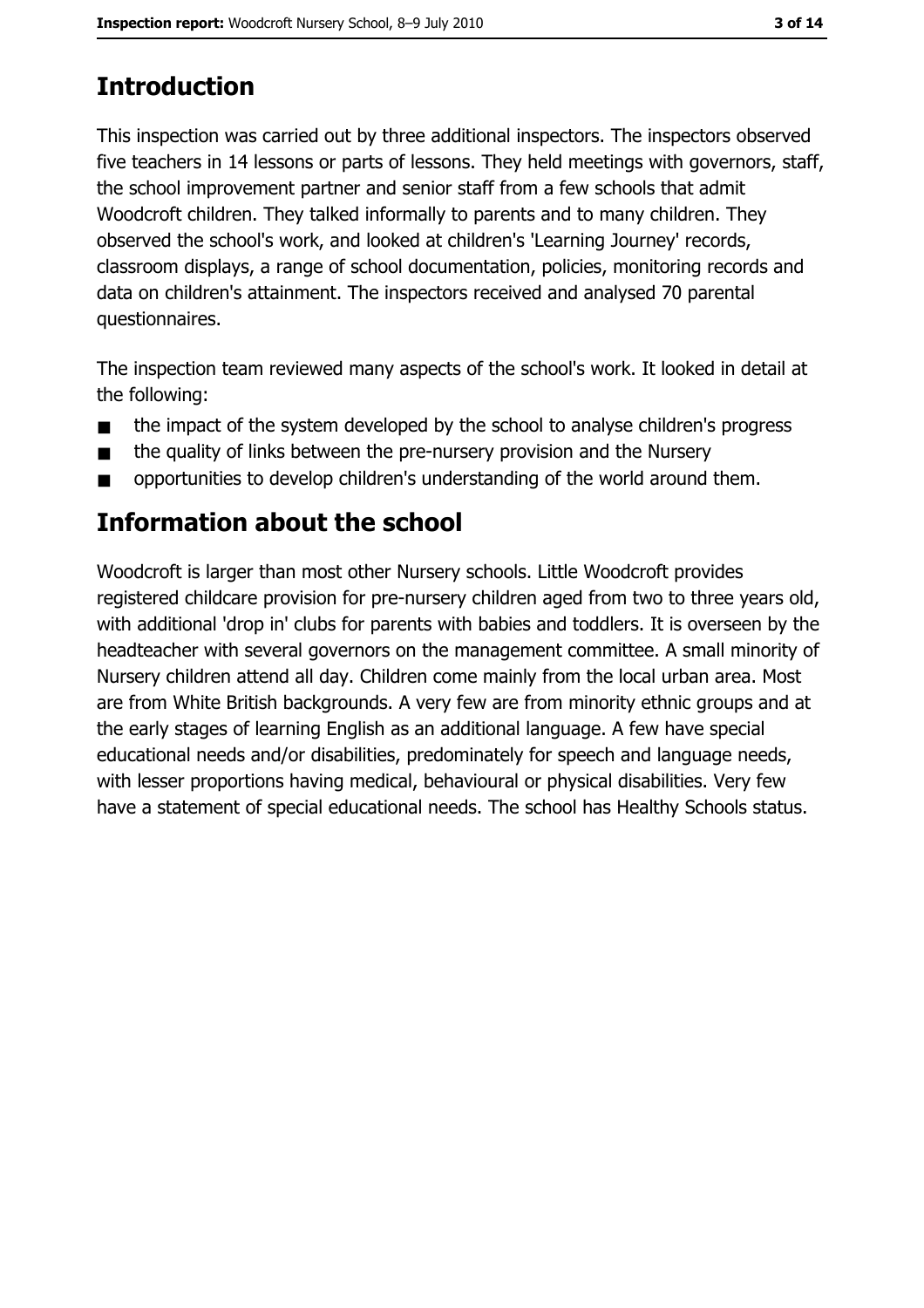## Introduction

This inspection was carried out by three additional inspectors. The inspectors observed five teachers in 14 lessons or parts of lessons. They held meetings with governors, staff, the school improvement partner and senior staff from a few schools that admit Woodcroft children. They talked informally to parents and to many children. They observed the school's work, and looked at children's 'Learning Journey' records, classroom displays, a range of school documentation, policies, monitoring records and data on children's attainment. The inspectors received and analysed 70 parental questionnaires.

The inspection team reviewed many aspects of the school's work. It looked in detail at the following:

- the impact of the system developed by the school to analyse children's progress
- the quality of links between the pre-nursery provision and the Nursery
- opportunities to develop children's understanding of the world around them.

## Information about the school

Woodcroft is larger than most other Nursery schools. Little Woodcroft provides registered childcare provision for pre-nursery children aged from two to three years old, with additional 'drop in' clubs for parents with babies and toddlers. It is overseen by the headteacher with several governors on the management committee. A small minority of Nursery children attend all day. Children come mainly from the local urban area. Most are from White British backgrounds. A very few are from minority ethnic groups and at the early stages of learning English as an additional language. A few have special educational needs and/or disabilities, predominately for speech and language needs, with lesser proportions having medical, behavioural or physical disabilities. Very few have a statement of special educational needs. The school has Healthy Schools status.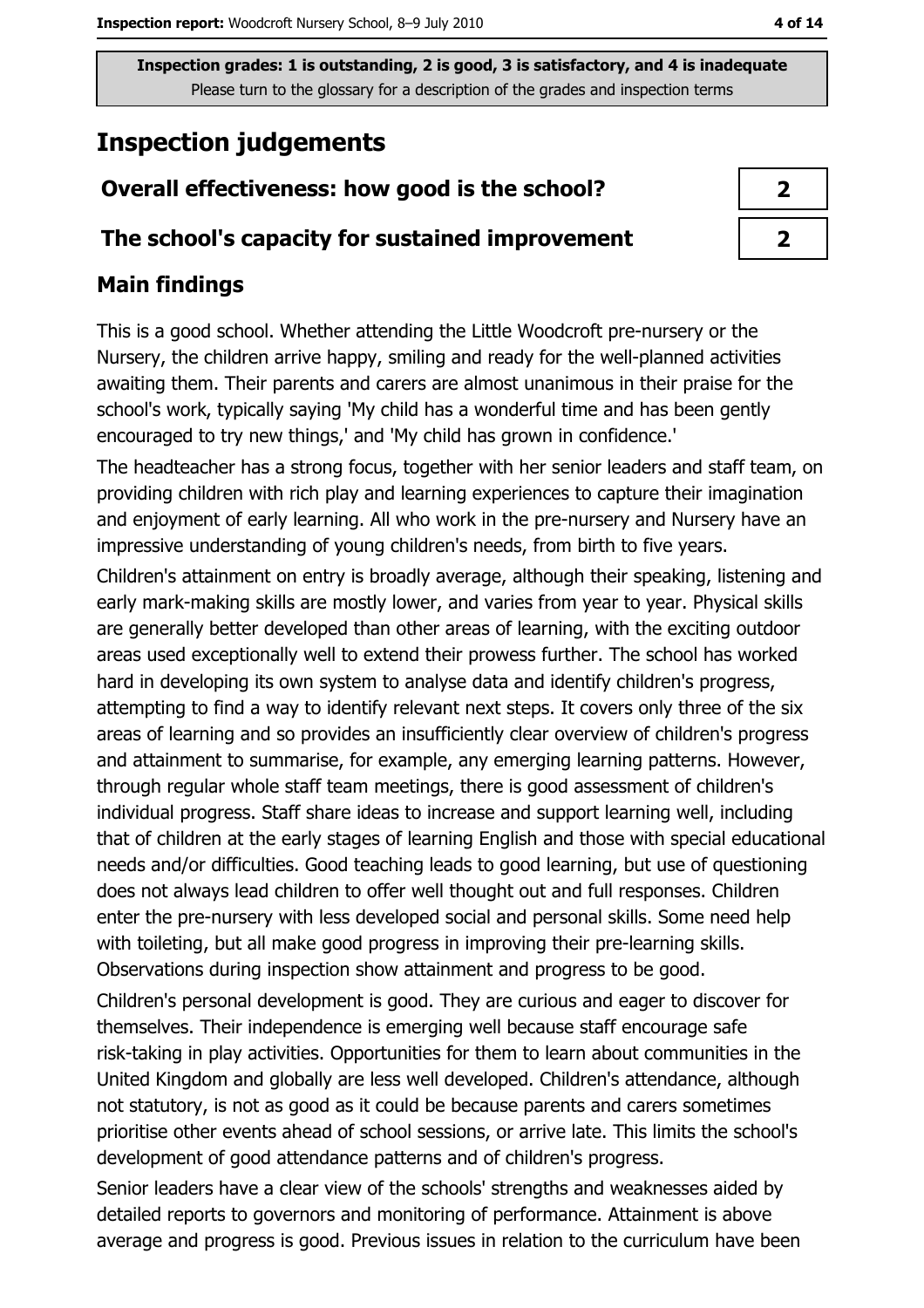Inspection grades: 1 is outstanding, 2 is good, 3 is satisfactory, and 4 is inadequate
Please turn to the glossary for a description of the grades and inspection terms

# Inspection judgements

| | |
|---|---|
| **Overall effectiveness: how good is the school?** | 2 |
| **The school's capacity for sustained improvement** | 2 |

## Main findings

This is a good school. Whether attending the Little Woodcroft pre-nursery or the Nursery, the children arrive happy, smiling and ready for the well-planned activities awaiting them. Their parents and carers are almost unanimous in their praise for the school's work, typically saying 'My child has a wonderful time and has been gently encouraged to try new things,' and 'My child has grown in confidence.'

The headteacher has a strong focus, together with her senior leaders and staff team, on providing children with rich play and learning experiences to capture their imagination and enjoyment of early learning. All who work in the pre-nursery and Nursery have an impressive understanding of young children's needs, from birth to five years.

Children's attainment on entry is broadly average, although their speaking, listening and early mark-making skills are mostly lower, and varies from year to year. Physical skills are generally better developed than other areas of learning, with the exciting outdoor areas used exceptionally well to extend their prowess further. The school has worked hard in developing its own system to analyse data and identify children's progress, attempting to find a way to identify relevant next steps. It covers only three of the six areas of learning and so provides an insufficiently clear overview of children's progress and attainment to summarise, for example, any emerging learning patterns. However, through regular whole staff team meetings, there is good assessment of children's individual progress. Staff share ideas to increase and support learning well, including that of children at the early stages of learning English and those with special educational needs and/or difficulties. Good teaching leads to good learning, but use of questioning does not always lead children to offer well thought out and full responses. Children enter the pre-nursery with less developed social and personal skills. Some need help with toileting, but all make good progress in improving their pre-learning skills. Observations during inspection show attainment and progress to be good.

Children's personal development is good. They are curious and eager to discover for themselves. Their independence is emerging well because staff encourage safe risk-taking in play activities. Opportunities for them to learn about communities in the United Kingdom and globally are less well developed. Children's attendance, although not statutory, is not as good as it could be because parents and carers sometimes prioritise other events ahead of school sessions, or arrive late. This limits the school's development of good attendance patterns and of children's progress.

Senior leaders have a clear view of the schools' strengths and weaknesses aided by detailed reports to governors and monitoring of performance. Attainment is above average and progress is good. Previous issues in relation to the curriculum have been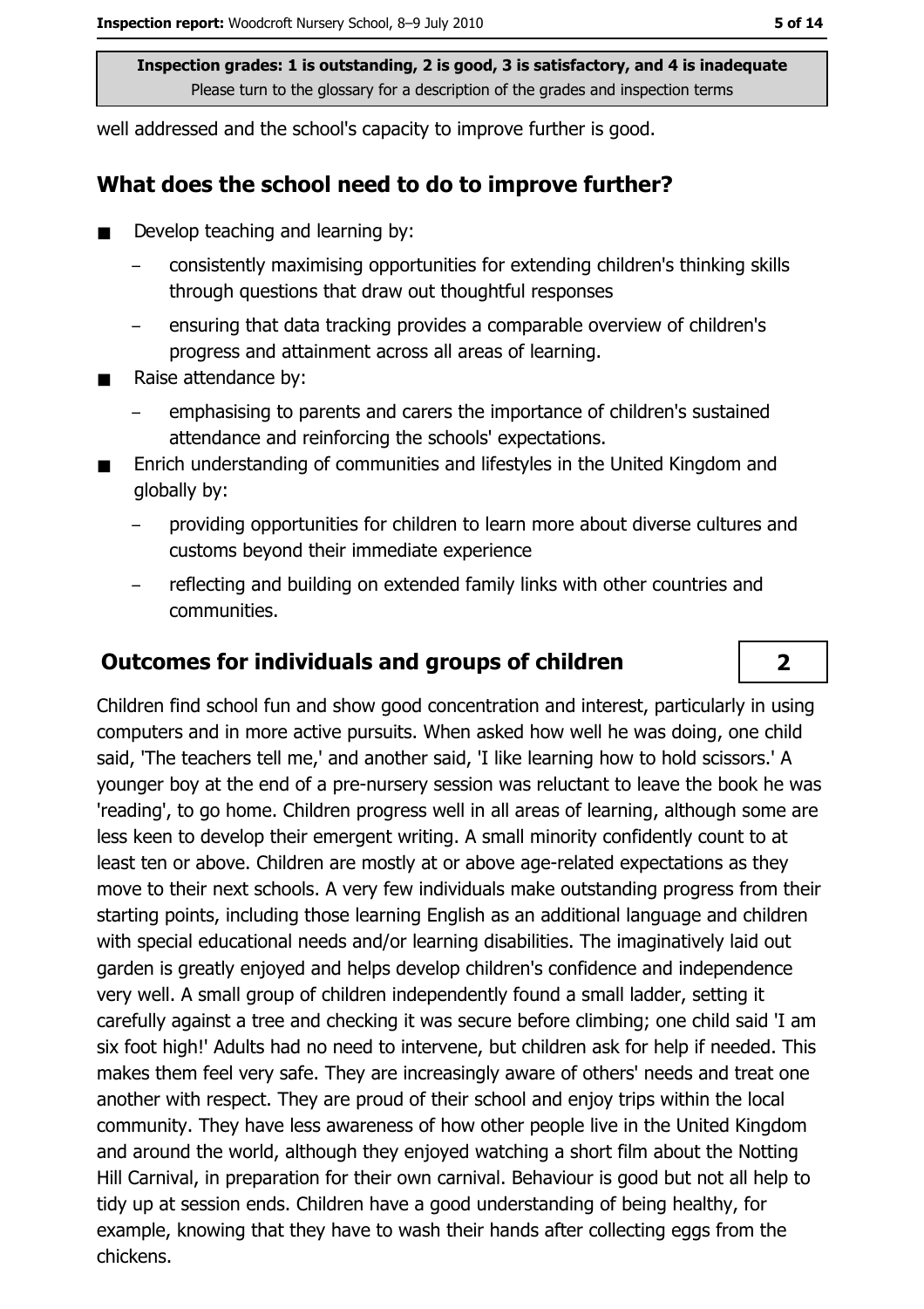well addressed and the school's capacity to improve further is good.

## What does the school need to do to improve further?

- Develop teaching and learning by:
  - consistently maximising opportunities for extending children's thinking skills through questions that draw out thoughtful responses
  - ensuring that data tracking provides a comparable overview of children's progress and attainment across all areas of learning.
- Raise attendance by:
  - emphasising to parents and carers the importance of children's sustained attendance and reinforcing the schools' expectations.
- Enrich understanding of communities and lifestyles in the United Kingdom and globally by:
  - providing opportunities for children to learn more about diverse cultures and customs beyond their immediate experience
  - reflecting and building on extended family links with other countries and communities.

## Outcomes for individuals and groups of children — 2

Children find school fun and show good concentration and interest, particularly in using computers and in more active pursuits. When asked how well he was doing, one child said, 'The teachers tell me,' and another said, 'I like learning how to hold scissors.' A younger boy at the end of a pre-nursery session was reluctant to leave the book he was 'reading', to go home. Children progress well in all areas of learning, although some are less keen to develop their emergent writing. A small minority confidently count to at least ten or above. Children are mostly at or above age-related expectations as they move to their next schools. A very few individuals make outstanding progress from their starting points, including those learning English as an additional language and children with special educational needs and/or learning disabilities. The imaginatively laid out garden is greatly enjoyed and helps develop children's confidence and independence very well. A small group of children independently found a small ladder, setting it carefully against a tree and checking it was secure before climbing; one child said 'I am six foot high!' Adults had no need to intervene, but children ask for help if needed. This makes them feel very safe. They are increasingly aware of others' needs and treat one another with respect. They are proud of their school and enjoy trips within the local community. They have less awareness of how other people live in the United Kingdom and around the world, although they enjoyed watching a short film about the Notting Hill Carnival, in preparation for their own carnival. Behaviour is good but not all help to tidy up at session ends. Children have a good understanding of being healthy, for example, knowing that they have to wash their hands after collecting eggs from the chickens.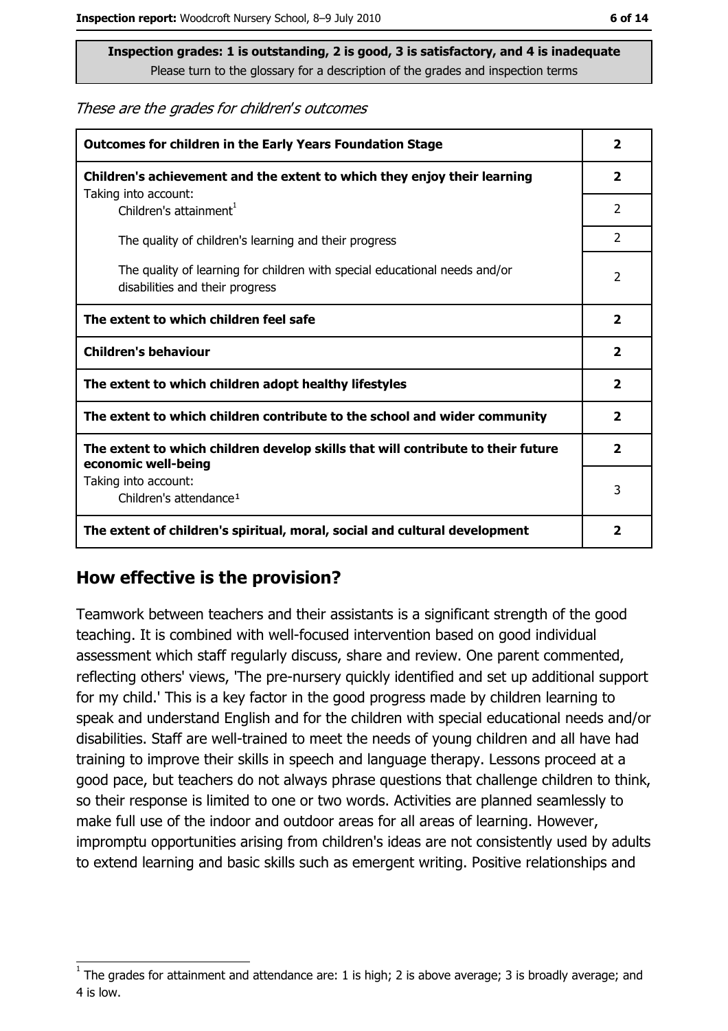**Inspection grades: 1 is outstanding, 2 is good, 3 is satisfactory, and 4 is inadequate**
Please turn to the glossary for a description of the grades and inspection terms

*These are the grades for children's outcomes*

| | |
|---|---|
| **Outcomes for children in the Early Years Foundation Stage** | **2** |
| **Children's achievement and the extent to which they enjoy their learning** | **2** |
| Taking into account: Children's attainment[1] | 2 |
| The quality of children's learning and their progress | 2 |
| The quality of learning for children with special educational needs and/or disabilities and their progress | 2 |
| **The extent to which children feel safe** | **2** |
| **Children's behaviour** | **2** |
| **The extent to which children adopt healthy lifestyles** | **2** |
| **The extent to which children contribute to the school and wider community** | **2** |
| **The extent to which children develop skills that will contribute to their future economic well-being** | **2** |
| Taking into account: Children's attendance[1] | 3 |
| **The extent of children's spiritual, moral, social and cultural development** | **2** |

## How effective is the provision?

Teamwork between teachers and their assistants is a significant strength of the good teaching. It is combined with well-focused intervention based on good individual assessment which staff regularly discuss, share and review. One parent commented, reflecting others' views, 'The pre-nursery quickly identified and set up additional support for my child.' This is a key factor in the good progress made by children learning to speak and understand English and for the children with special educational needs and/or disabilities. Staff are well-trained to meet the needs of young children and all have had training to improve their skills in speech and language therapy. Lessons proceed at a good pace, but teachers do not always phrase questions that challenge children to think, so their response is limited to one or two words. Activities are planned seamlessly to make full use of the indoor and outdoor areas for all areas of learning. However, impromptu opportunities arising from children's ideas are not consistently used by adults to extend learning and basic skills such as emergent writing. Positive relationships and

[1] The grades for attainment and attendance are: 1 is high; 2 is above average; 3 is broadly average; and 4 is low.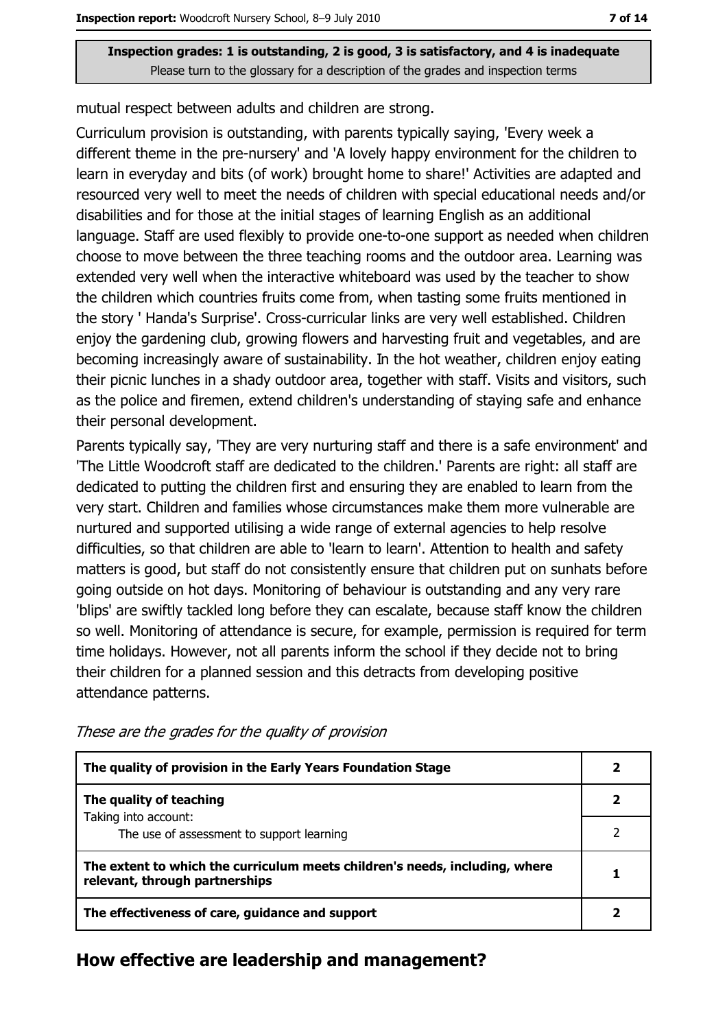Inspection grades: 1 is outstanding, 2 is good, 3 is satisfactory, and 4 is inadequate
Please turn to the glossary for a description of the grades and inspection terms

mutual respect between adults and children are strong.

Curriculum provision is outstanding, with parents typically saying, 'Every week a different theme in the pre-nursery' and 'A lovely happy environment for the children to learn in everyday and bits (of work) brought home to share!' Activities are adapted and resourced very well to meet the needs of children with special educational needs and/or disabilities and for those at the initial stages of learning English as an additional language. Staff are used flexibly to provide one-to-one support as needed when children choose to move between the three teaching rooms and the outdoor area. Learning was extended very well when the interactive whiteboard was used by the teacher to show the children which countries fruits come from, when tasting some fruits mentioned in the story ' Handa's Surprise'. Cross-curricular links are very well established. Children enjoy the gardening club, growing flowers and harvesting fruit and vegetables, and are becoming increasingly aware of sustainability. In the hot weather, children enjoy eating their picnic lunches in a shady outdoor area, together with staff. Visits and visitors, such as the police and firemen, extend children's understanding of staying safe and enhance their personal development.

Parents typically say, 'They are very nurturing staff and there is a safe environment' and 'The Little Woodcroft staff are dedicated to the children.' Parents are right: all staff are dedicated to putting the children first and ensuring they are enabled to learn from the very start. Children and families whose circumstances make them more vulnerable are nurtured and supported utilising a wide range of external agencies to help resolve difficulties, so that children are able to 'learn to learn'. Attention to health and safety matters is good, but staff do not consistently ensure that children put on sunhats before going outside on hot days. Monitoring of behaviour is outstanding and any very rare 'blips' are swiftly tackled long before they can escalate, because staff know the children so well. Monitoring of attendance is secure, for example, permission is required for term time holidays. However, not all parents inform the school if they decide not to bring their children for a planned session and this detracts from developing positive attendance patterns.

*These are the grades for the quality of provision*

| | |
|---|---|
| **The quality of provision in the Early Years Foundation Stage** | **2** |
| **The quality of teaching** | **2** |
| Taking into account: The use of assessment to support learning | 2 |
| **The extent to which the curriculum meets children's needs, including, where relevant, through partnerships** | **1** |
| **The effectiveness of care, guidance and support** | **2** |

## How effective are leadership and management?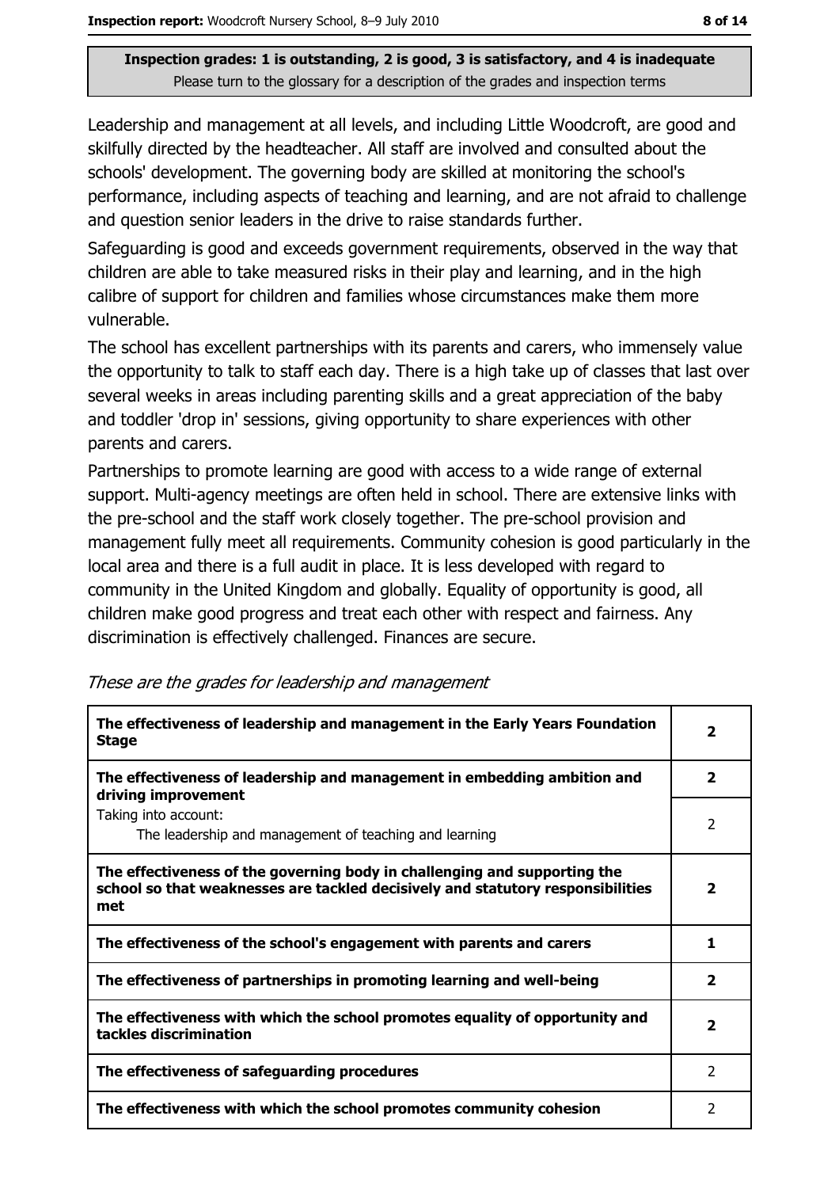**Inspection grades: 1 is outstanding, 2 is good, 3 is satisfactory, and 4 is inadequate**
Please turn to the glossary for a description of the grades and inspection terms

Leadership and management at all levels, and including Little Woodcroft, are good and skilfully directed by the headteacher. All staff are involved and consulted about the schools' development. The governing body are skilled at monitoring the school's performance, including aspects of teaching and learning, and are not afraid to challenge and question senior leaders in the drive to raise standards further.

Safeguarding is good and exceeds government requirements, observed in the way that children are able to take measured risks in their play and learning, and in the high calibre of support for children and families whose circumstances make them more vulnerable.

The school has excellent partnerships with its parents and carers, who immensely value the opportunity to talk to staff each day. There is a high take up of classes that last over several weeks in areas including parenting skills and a great appreciation of the baby and toddler 'drop in' sessions, giving opportunity to share experiences with other parents and carers.

Partnerships to promote learning are good with access to a wide range of external support. Multi-agency meetings are often held in school. There are extensive links with the pre-school and the staff work closely together. The pre-school provision and management fully meet all requirements. Community cohesion is good particularly in the local area and there is a full audit in place. It is less developed with regard to community in the United Kingdom and globally. Equality of opportunity is good, all children make good progress and treat each other with respect and fairness. Any discrimination is effectively challenged. Finances are secure.

*These are the grades for leadership and management*

| | |
|---|---|
| **The effectiveness of leadership and management in the Early Years Foundation Stage** | **2** |
| **The effectiveness of leadership and management in embedding ambition and driving improvement** | **2** |
| Taking into account: The leadership and management of teaching and learning | 2 |
| **The effectiveness of the governing body in challenging and supporting the school so that weaknesses are tackled decisively and statutory responsibilities met** | **2** |
| **The effectiveness of the school's engagement with parents and carers** | **1** |
| **The effectiveness of partnerships in promoting learning and well-being** | **2** |
| **The effectiveness with which the school promotes equality of opportunity and tackles discrimination** | **2** |
| **The effectiveness of safeguarding procedures** | 2 |
| **The effectiveness with which the school promotes community cohesion** | 2 |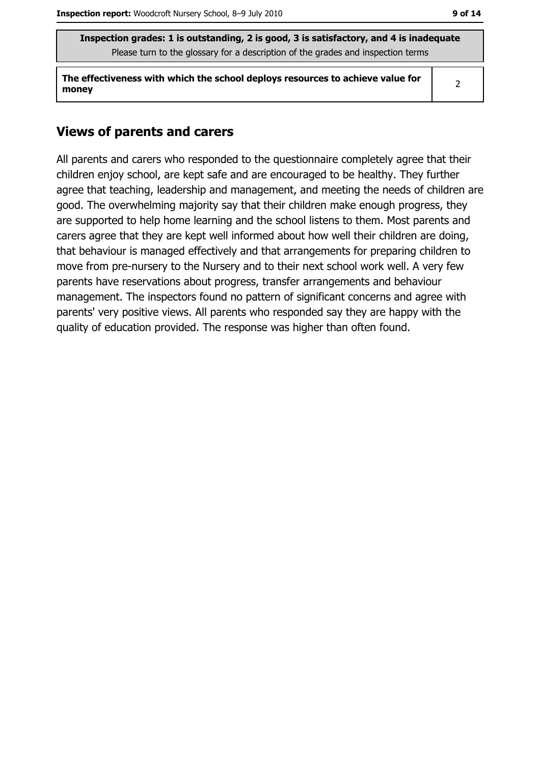**Inspection grades: 1 is outstanding, 2 is good, 3 is satisfactory, and 4 is inadequate**
Please turn to the glossary for a description of the grades and inspection terms

| | |
|---|---|
| **The effectiveness with which the school deploys resources to achieve value for money** | 2 |

## Views of parents and carers

All parents and carers who responded to the questionnaire completely agree that their children enjoy school, are kept safe and are encouraged to be healthy. They further agree that teaching, leadership and management, and meeting the needs of children are good. The overwhelming majority say that their children make enough progress, they are supported to help home learning and the school listens to them. Most parents and carers agree that they are kept well informed about how well their children are doing, that behaviour is managed effectively and that arrangements for preparing children to move from pre-nursery to the Nursery and to their next school work well. A very few parents have reservations about progress, transfer arrangements and behaviour management. The inspectors found no pattern of significant concerns and agree with parents' very positive views. All parents who responded say they are happy with the quality of education provided. The response was higher than often found.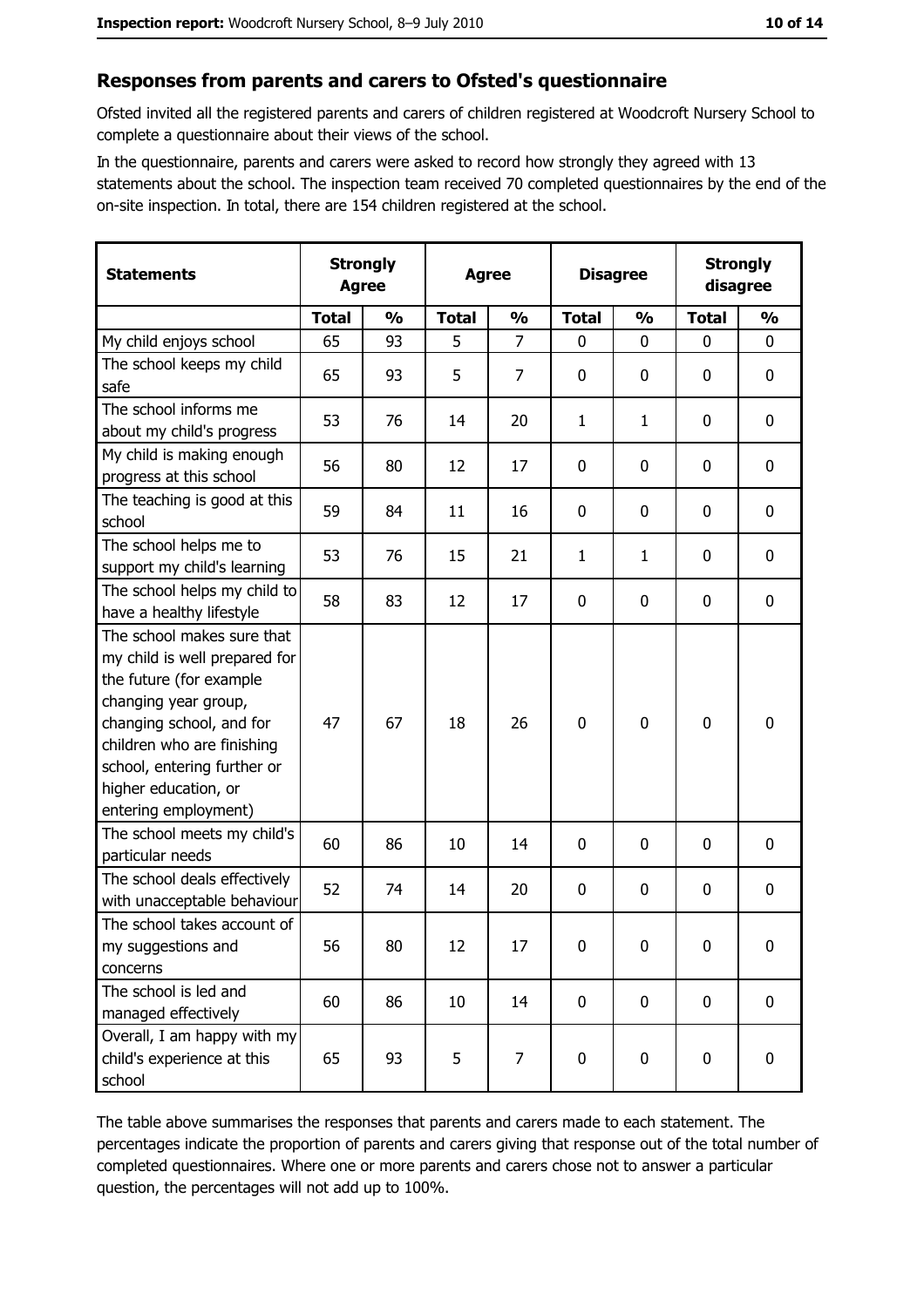## Responses from parents and carers to Ofsted's questionnaire

Ofsted invited all the registered parents and carers of children registered at Woodcroft Nursery School to complete a questionnaire about their views of the school.

In the questionnaire, parents and carers were asked to record how strongly they agreed with 13 statements about the school. The inspection team received 70 completed questionnaires by the end of the on-site inspection. In total, there are 154 children registered at the school.

| Statements | Strongly Agree | | Agree | | Disagree | | Strongly disagree | |
|---|---|---|---|---|---|---|---|---|
| | Total | % | Total | % | Total | % | Total | % |
| My child enjoys school | 65 | 93 | 5 | 7 | 0 | 0 | 0 | 0 |
| The school keeps my child safe | 65 | 93 | 5 | 7 | 0 | 0 | 0 | 0 |
| The school informs me about my child's progress | 53 | 76 | 14 | 20 | 1 | 1 | 0 | 0 |
| My child is making enough progress at this school | 56 | 80 | 12 | 17 | 0 | 0 | 0 | 0 |
| The teaching is good at this school | 59 | 84 | 11 | 16 | 0 | 0 | 0 | 0 |
| The school helps me to support my child's learning | 53 | 76 | 15 | 21 | 1 | 1 | 0 | 0 |
| The school helps my child to have a healthy lifestyle | 58 | 83 | 12 | 17 | 0 | 0 | 0 | 0 |
| The school makes sure that my child is well prepared for the future (for example changing year group, changing school, and for children who are finishing school, entering further or higher education, or entering employment) | 47 | 67 | 18 | 26 | 0 | 0 | 0 | 0 |
| The school meets my child's particular needs | 60 | 86 | 10 | 14 | 0 | 0 | 0 | 0 |
| The school deals effectively with unacceptable behaviour | 52 | 74 | 14 | 20 | 0 | 0 | 0 | 0 |
| The school takes account of my suggestions and concerns | 56 | 80 | 12 | 17 | 0 | 0 | 0 | 0 |
| The school is led and managed effectively | 60 | 86 | 10 | 14 | 0 | 0 | 0 | 0 |
| Overall, I am happy with my child's experience at this school | 65 | 93 | 5 | 7 | 0 | 0 | 0 | 0 |

The table above summarises the responses that parents and carers made to each statement. The percentages indicate the proportion of parents and carers giving that response out of the total number of completed questionnaires. Where one or more parents and carers chose not to answer a particular question, the percentages will not add up to 100%.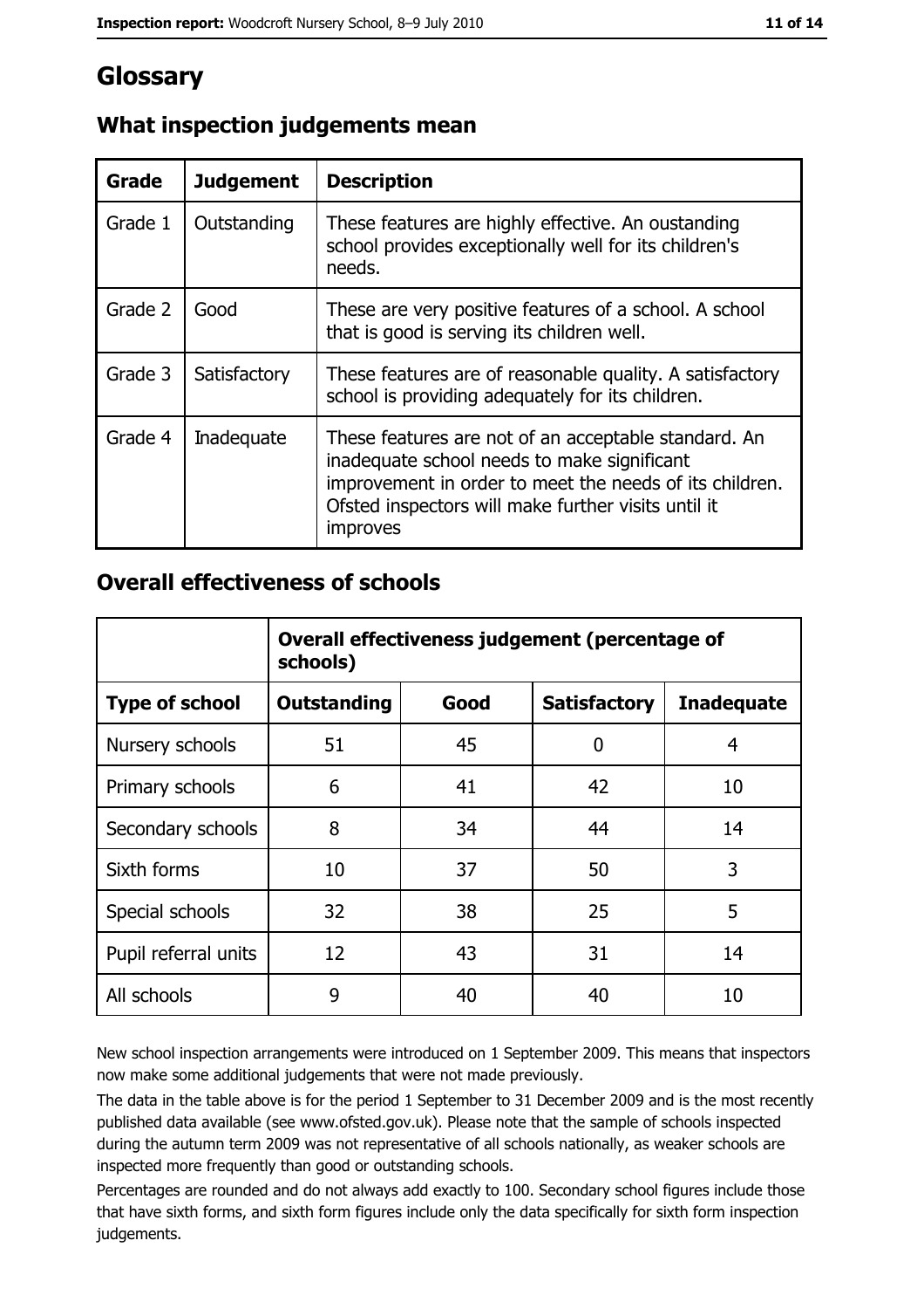# Glossary

## What inspection judgements mean

| Grade | Judgement | Description |
|---|---|---|
| Grade 1 | Outstanding | These features are highly effective. An oustanding school provides exceptionally well for its children's needs. |
| Grade 2 | Good | These are very positive features of a school. A school that is good is serving its children well. |
| Grade 3 | Satisfactory | These features are of reasonable quality. A satisfactory school is providing adequately for its children. |
| Grade 4 | Inadequate | These features are not of an acceptable standard. An inadequate school needs to make significant improvement in order to meet the needs of its children. Ofsted inspectors will make further visits until it improves |

## Overall effectiveness of schools

| | Overall effectiveness judgement (percentage of schools) | | | |
|---|---|---|---|---|
| **Type of school** | **Outstanding** | **Good** | **Satisfactory** | **Inadequate** |
| Nursery schools | 51 | 45 | 0 | 4 |
| Primary schools | 6 | 41 | 42 | 10 |
| Secondary schools | 8 | 34 | 44 | 14 |
| Sixth forms | 10 | 37 | 50 | 3 |
| Special schools | 32 | 38 | 25 | 5 |
| Pupil referral units | 12 | 43 | 31 | 14 |
| All schools | 9 | 40 | 40 | 10 |

New school inspection arrangements were introduced on 1 September 2009. This means that inspectors now make some additional judgements that were not made previously.

The data in the table above is for the period 1 September to 31 December 2009 and is the most recently published data available (see www.ofsted.gov.uk). Please note that the sample of schools inspected during the autumn term 2009 was not representative of all schools nationally, as weaker schools are inspected more frequently than good or outstanding schools.

Percentages are rounded and do not always add exactly to 100. Secondary school figures include those that have sixth forms, and sixth form figures include only the data specifically for sixth form inspection judgements.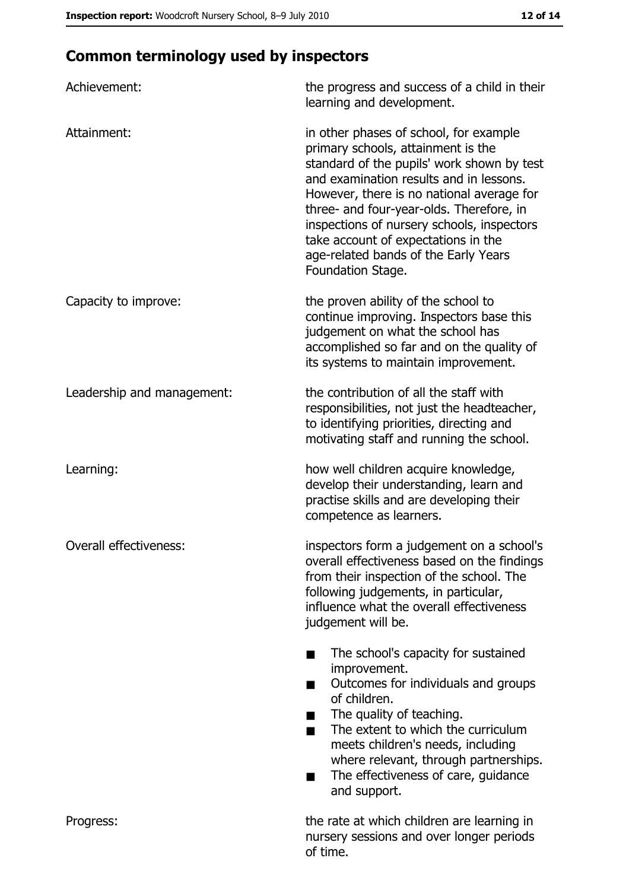## Common terminology used by inspectors

| | |
|---|---|
| Achievement: | the progress and success of a child in their learning and development. |
| Attainment: | in other phases of school, for example primary schools, attainment is the standard of the pupils' work shown by test and examination results and in lessons. However, there is no national average for three- and four-year-olds. Therefore, in inspections of nursery schools, inspectors take account of expectations in the age-related bands of the Early Years Foundation Stage. |
| Capacity to improve: | the proven ability of the school to continue improving. Inspectors base this judgement on what the school has accomplished so far and on the quality of its systems to maintain improvement. |
| Leadership and management: | the contribution of all the staff with responsibilities, not just the headteacher, to identifying priorities, directing and motivating staff and running the school. |
| Learning: | how well children acquire knowledge, develop their understanding, learn and practise skills and are developing their competence as learners. |
| Overall effectiveness: | inspectors form a judgement on a school's overall effectiveness based on the findings from their inspection of the school. The following judgements, in particular, influence what the overall effectiveness judgement will be.<br><br>■ The school's capacity for sustained improvement.<br>■ Outcomes for individuals and groups of children.<br>■ The quality of teaching.<br>■ The extent to which the curriculum meets children's needs, including where relevant, through partnerships.<br>■ The effectiveness of care, guidance and support. |
| Progress: | the rate at which children are learning in nursery sessions and over longer periods of time. |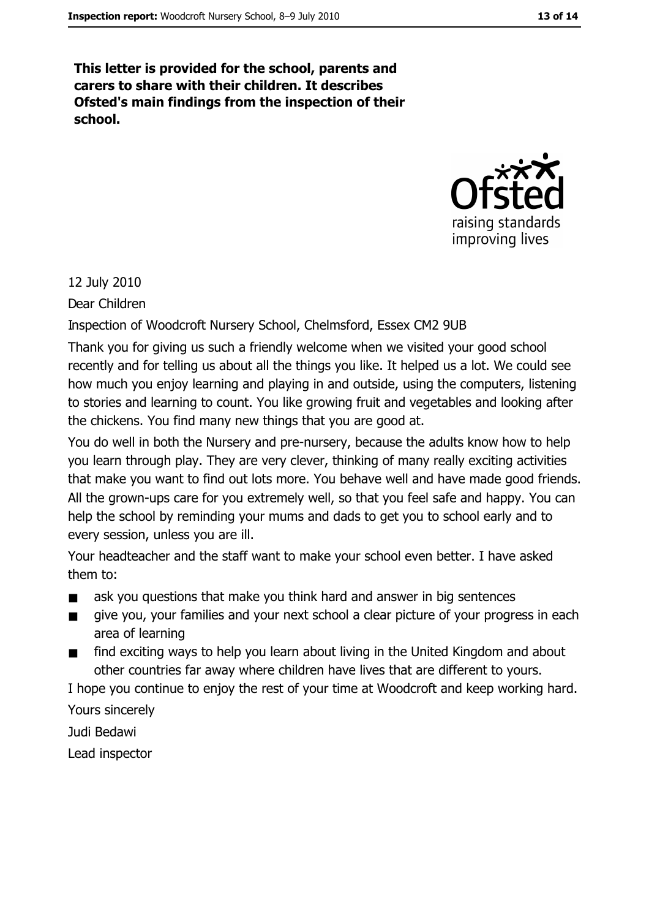**This letter is provided for the school, parents and carers to share with their children. It describes Ofsted's main findings from the inspection of their school.**

12 July 2010

Dear Children

Inspection of Woodcroft Nursery School, Chelmsford, Essex CM2 9UB

Thank you for giving us such a friendly welcome when we visited your good school recently and for telling us about all the things you like. It helped us a lot. We could see how much you enjoy learning and playing in and outside, using the computers, listening to stories and learning to count. You like growing fruit and vegetables and looking after the chickens. You find many new things that you are good at.

You do well in both the Nursery and pre-nursery, because the adults know how to help you learn through play. They are very clever, thinking of many really exciting activities that make you want to find out lots more. You behave well and have made good friends. All the grown-ups care for you extremely well, so that you feel safe and happy. You can help the school by reminding your mums and dads to get you to school early and to every session, unless you are ill.

Your headteacher and the staff want to make your school even better. I have asked them to:

- ask you questions that make you think hard and answer in big sentences
- give you, your families and your next school a clear picture of your progress in each area of learning
- find exciting ways to help you learn about living in the United Kingdom and about other countries far away where children have lives that are different to yours.

I hope you continue to enjoy the rest of your time at Woodcroft and keep working hard.

Yours sincerely

Judi Bedawi

Lead inspector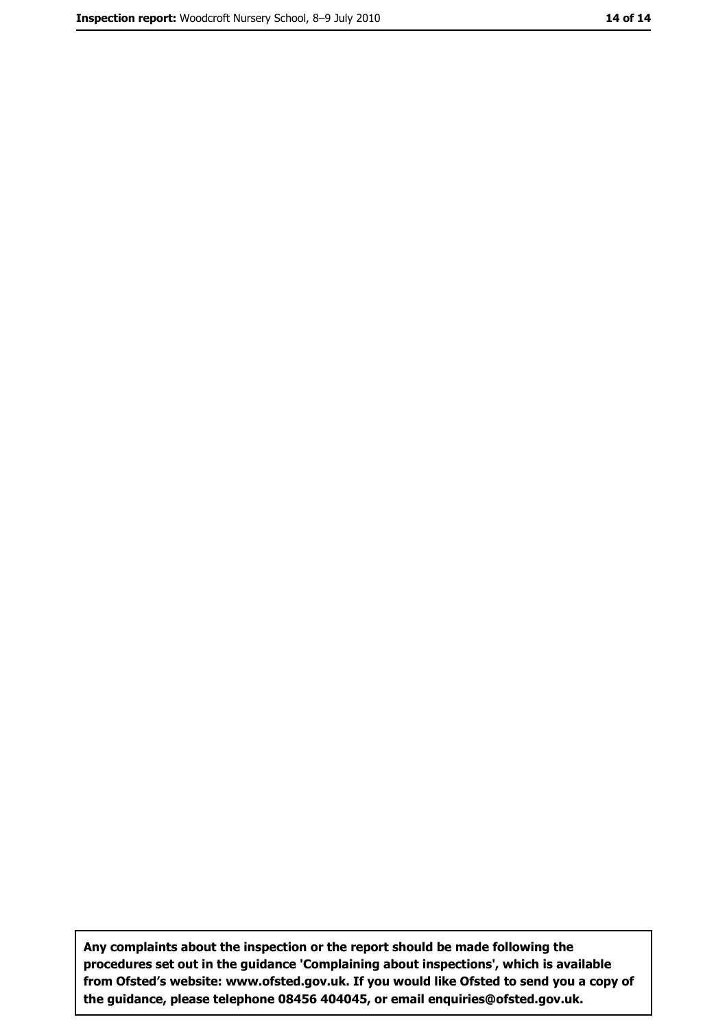**Any complaints about the inspection or the report should be made following the procedures set out in the guidance 'Complaining about inspections', which is available from Ofsted's website: www.ofsted.gov.uk. If you would like Ofsted to send you a copy of the guidance, please telephone 08456 404045, or email enquiries@ofsted.gov.uk.**